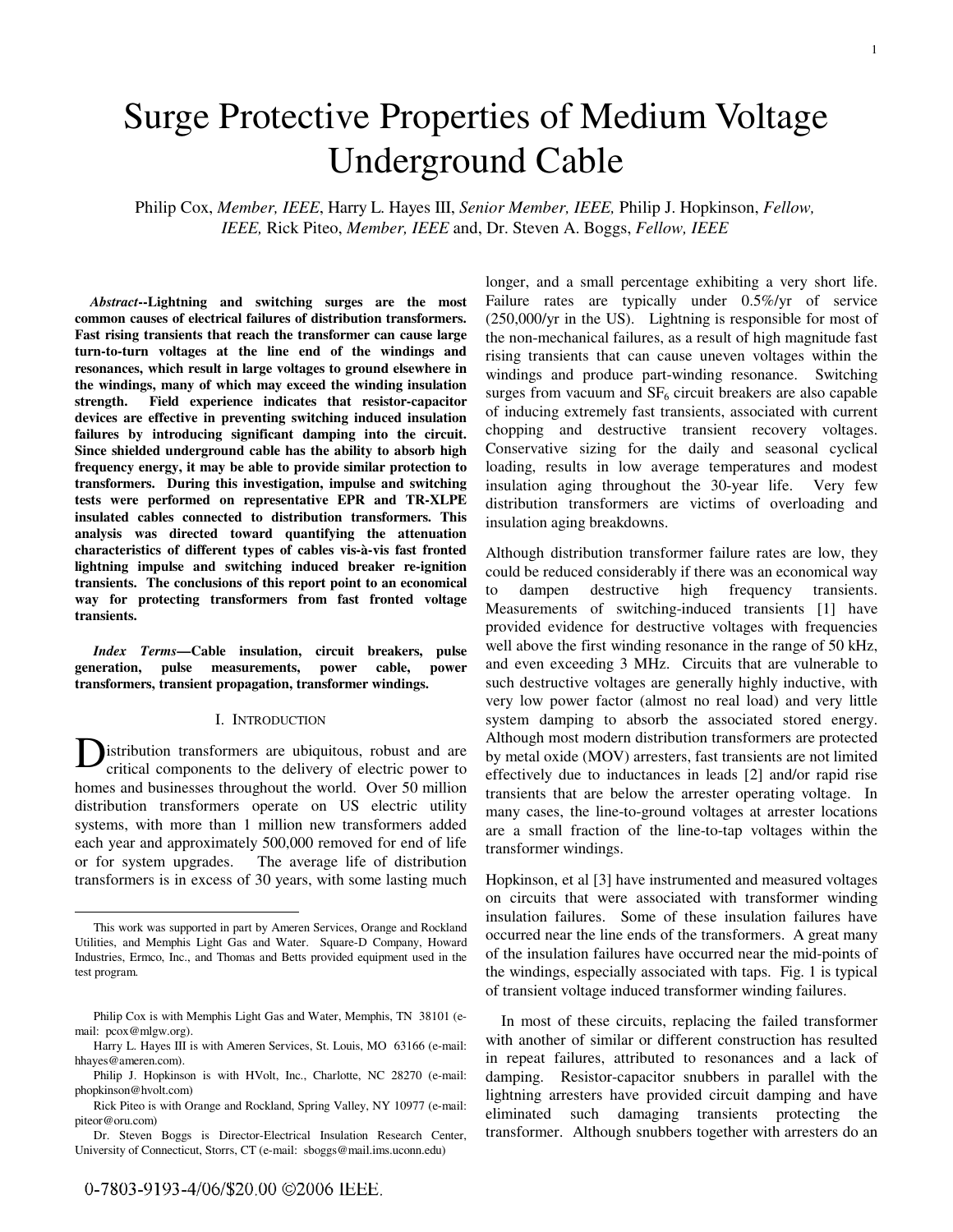# Surge Protective Properties of Medium Voltage Underground Cable

Philip Cox, *Member, IEEE*, Harry L. Hayes III, *Senior Member, IEEE,* Philip J. Hopkinson, *Fellow, IEEE,* Rick Piteo, *Member, IEEE* and, Dr. Steven A. Boggs, *Fellow, IEEE*

***Abstract*--Lightning and switching surges are the most common causes of electrical failures of distribution transformers. Fast rising transients that reach the transformer can cause large turn-to-turn voltages at the line end of the windings and resonances, which result in large voltages to ground elsewhere in the windings, many of which may exceed the winding insulation strength. Field experience indicates that resistor-capacitor devices are effective in preventing switching induced insulation failures by introducing significant damping into the circuit. Since shielded underground cable has the ability to absorb high frequency energy, it may be able to provide similar protection to transformers. During this investigation, impulse and switching tests were performed on representative EPR and TR-XLPE insulated cables connected to distribution transformers. This analysis was directed toward quantifying the attenuation characteristics of different types of cables vis-à-vis fast fronted lightning impulse and switching induced breaker re-ignition transients. The conclusions of this report point to an economical way for protecting transformers from fast fronted voltage transients.**

***Index Terms*—Cable insulation, circuit breakers, pulse generation, pulse measurements, power cable, power transformers, transient propagation, transformer windings.**

## I. Introduction

Distribution transformers are ubiquitous, robust and are critical components to the delivery of electric power to homes and businesses throughout the world. Over 50 million distribution transformers operate on US electric utility systems, with more than 1 million new transformers added each year and approximately 500,000 removed for end of life or for system upgrades. The average life of distribution transformers is in excess of 30 years, with some lasting much longer, and a small percentage exhibiting a very short life. Failure rates are typically under 0.5%/yr of service (250,000/yr in the US). Lightning is responsible for most of the non-mechanical failures, as a result of high magnitude fast rising transients that can cause uneven voltages within the windings and produce part-winding resonance. Switching surges from vacuum and $SF_6$ circuit breakers are also capable of inducing extremely fast transients, associated with current chopping and destructive transient recovery voltages. Conservative sizing for the daily and seasonal cyclical loading, results in low average temperatures and modest insulation aging throughout the 30-year life. Very few distribution transformers are victims of overloading and insulation aging breakdowns.

Although distribution transformer failure rates are low, they could be reduced considerably if there was an economical way to dampen destructive high frequency transients. Measurements of switching-induced transients [1] have provided evidence for destructive voltages with frequencies well above the first winding resonance in the range of 50 kHz, and even exceeding 3 MHz. Circuits that are vulnerable to such destructive voltages are generally highly inductive, with very low power factor (almost no real load) and very little system damping to absorb the associated stored energy. Although most modern distribution transformers are protected by metal oxide (MOV) arresters, fast transients are not limited effectively due to inductances in leads [2] and/or rapid rise transients that are below the arrester operating voltage. In many cases, the line-to-ground voltages at arrester locations are a small fraction of the line-to-tap voltages within the transformer windings.

Hopkinson, et al [3] have instrumented and measured voltages on circuits that were associated with transformer winding insulation failures. Some of these insulation failures have occurred near the line ends of the transformers. A great many of the insulation failures have occurred near the mid-points of the windings, especially associated with taps. Fig. 1 is typical of transient voltage induced transformer winding failures.

In most of these circuits, replacing the failed transformer with another of similar or different construction has resulted in repeat failures, attributed to resonances and a lack of damping. Resistor-capacitor snubbers in parallel with the lightning arresters have provided circuit damping and have eliminated such damaging transients protecting the transformer. Although snubbers together with arresters do an

---

This work was supported in part by Ameren Services, Orange and Rockland Utilities, and Memphis Light Gas and Water. Square-D Company, Howard Industries, Ermco, Inc., and Thomas and Betts provided equipment used in the test program.

Philip Cox is with Memphis Light Gas and Water, Memphis, TN 38101 (e-mail: pcox@mlgw.org).

Harry L. Hayes III is with Ameren Services, St. Louis, MO 63166 (e-mail: hhayes@ameren.com).

Philip J. Hopkinson is with HVolt, Inc., Charlotte, NC 28270 (e-mail: phopkinson@hvolt.com)

Rick Piteo is with Orange and Rockland, Spring Valley, NY 10977 (e-mail: piteor@oru.com)

Dr. Steven Boggs is Director-Electrical Insulation Research Center, University of Connecticut, Storrs, CT (e-mail: sboggs@mail.ims.uconn.edu)

0-7803-9193-4/06/$20.00 ©2006 IEEE.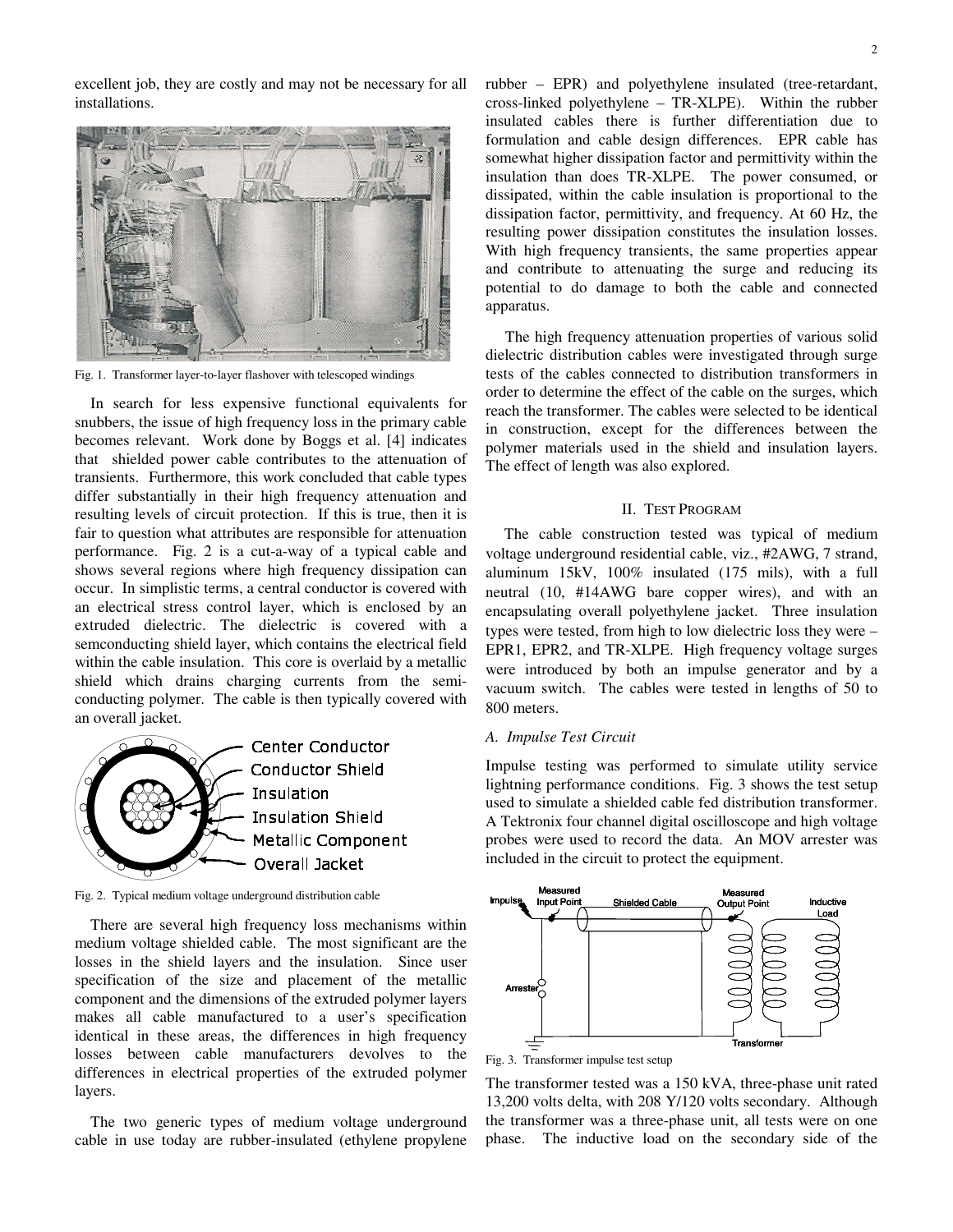excellent job, they are costly and may not be necessary for all installations.

Fig. 1. Transformer layer-to-layer flashover with telescoped windings

In search for less expensive functional equivalents for snubbers, the issue of high frequency loss in the primary cable becomes relevant. Work done by Boggs et al. [4] indicates that shielded power cable contributes to the attenuation of transients. Furthermore, this work concluded that cable types differ substantially in their high frequency attenuation and resulting levels of circuit protection. If this is true, then it is fair to question what attributes are responsible for attenuation performance. Fig. 2 is a cut-a-way of a typical cable and shows several regions where high frequency dissipation can occur. In simplistic terms, a central conductor is covered with an electrical stress control layer, which is enclosed by an extruded dielectric. The dielectric is covered with a semconducting shield layer, which contains the electrical field within the cable insulation. This core is overlaid by a metallic shield which drains charging currents from the semi-conducting polymer. The cable is then typically covered with an overall jacket.

Fig. 2. Typical medium voltage underground distribution cable

There are several high frequency loss mechanisms within medium voltage shielded cable. The most significant are the losses in the shield layers and the insulation. Since user specification of the size and placement of the metallic component and the dimensions of the extruded polymer layers makes all cable manufactured to a user's specification identical in these areas, the differences in high frequency losses between cable manufacturers devolves to the differences in electrical properties of the extruded polymer layers.

The two generic types of medium voltage underground cable in use today are rubber-insulated (ethylene propylene rubber – EPR) and polyethylene insulated (tree-retardant, cross-linked polyethylene – TR-XLPE). Within the rubber insulated cables there is further differentiation due to formulation and cable design differences. EPR cable has somewhat higher dissipation factor and permittivity within the insulation than does TR-XLPE. The power consumed, or dissipated, within the cable insulation is proportional to the dissipation factor, permittivity, and frequency. At 60 Hz, the resulting power dissipation constitutes the insulation losses. With high frequency transients, the same properties appear and contribute to attenuating the surge and reducing its potential to do damage to both the cable and connected apparatus.

The high frequency attenuation properties of various solid dielectric distribution cables were investigated through surge tests of the cables connected to distribution transformers in order to determine the effect of the cable on the surges, which reach the transformer. The cables were selected to be identical in construction, except for the differences between the polymer materials used in the shield and insulation layers. The effect of length was also explored.

## II. Test Program

The cable construction tested was typical of medium voltage underground residential cable, viz., #2AWG, 7 strand, aluminum 15kV, 100% insulated (175 mils), with a full neutral (10, #14AWG bare copper wires), and with an encapsulating overall polyethylene jacket. Three insulation types were tested, from high to low dielectric loss they were – EPR1, EPR2, and TR-XLPE. High frequency voltage surges were introduced by both an impulse generator and by a vacuum switch. The cables were tested in lengths of 50 to 800 meters.

### A. Impulse Test Circuit

Impulse testing was performed to simulate utility service lightning performance conditions. Fig. 3 shows the test setup used to simulate a shielded cable fed distribution transformer. A Tektronix four channel digital oscilloscope and high voltage probes were used to record the data. An MOV arrester was included in the circuit to protect the equipment.

Fig. 3. Transformer impulse test setup

The transformer tested was a 150 kVA, three-phase unit rated 13,200 volts delta, with 208 Y/120 volts secondary. Although the transformer was a three-phase unit, all tests were on one phase. The inductive load on the secondary side of the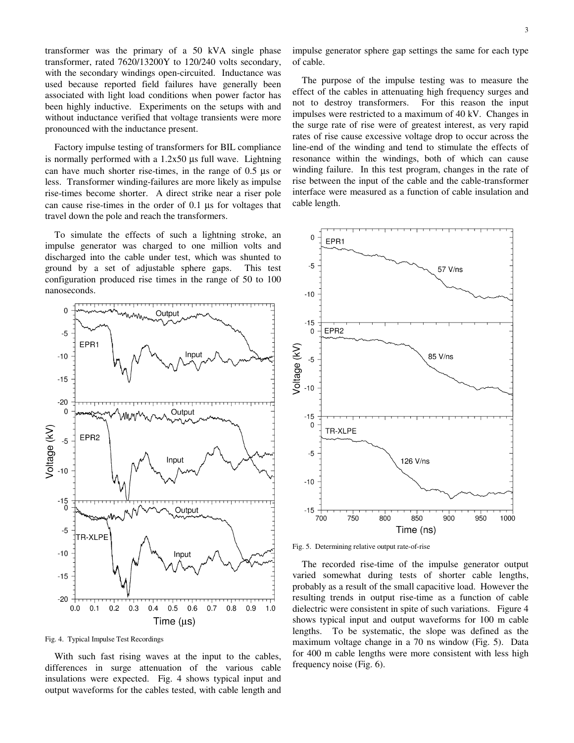transformer was the primary of a 50 kVA single phase transformer, rated 7620/13200Y to 120/240 volts secondary, with the secondary windings open-circuited. Inductance was used because reported field failures have generally been associated with light load conditions when power factor has been highly inductive. Experiments on the setups with and without inductance verified that voltage transients were more pronounced with the inductance present.

Factory impulse testing of transformers for BIL compliance is normally performed with a 1.2x50 µs full wave. Lightning can have much shorter rise-times, in the range of 0.5 µs or less. Transformer winding-failures are more likely as impulse rise-times become shorter. A direct strike near a riser pole can cause rise-times in the order of 0.1 µs for voltages that travel down the pole and reach the transformers.

To simulate the effects of such a lightning stroke, an impulse generator was charged to one million volts and discharged into the cable under test, which was shunted to ground by a set of adjustable sphere gaps. This test configuration produced rise times in the range of 50 to 100 nanoseconds.

Fig. 4. Typical Impulse Test Recordings

With such fast rising waves at the input to the cables, differences in surge attenuation of the various cable insulations were expected. Fig. 4 shows typical input and output waveforms for the cables tested, with cable length and impulse generator sphere gap settings the same for each type of cable.

The purpose of the impulse testing was to measure the effect of the cables in attenuating high frequency surges and not to destroy transformers. For this reason the input impulses were restricted to a maximum of 40 kV. Changes in the surge rate of rise were of greatest interest, as very rapid rates of rise cause excessive voltage drop to occur across the line-end of the winding and tend to stimulate the effects of resonance within the windings, both of which can cause winding failure. In this test program, changes in the rate of rise between the input of the cable and the cable-transformer interface were measured as a function of cable insulation and cable length.

Fig. 5. Determining relative output rate-of-rise

The recorded rise-time of the impulse generator output varied somewhat during tests of shorter cable lengths, probably as a result of the small capacitive load. However the resulting trends in output rise-time as a function of cable dielectric were consistent in spite of such variations. Figure 4 shows typical input and output waveforms for 100 m cable lengths. To be systematic, the slope was defined as the maximum voltage change in a 70 ns window (Fig. 5). Data for 400 m cable lengths were more consistent with less high frequency noise (Fig. 6).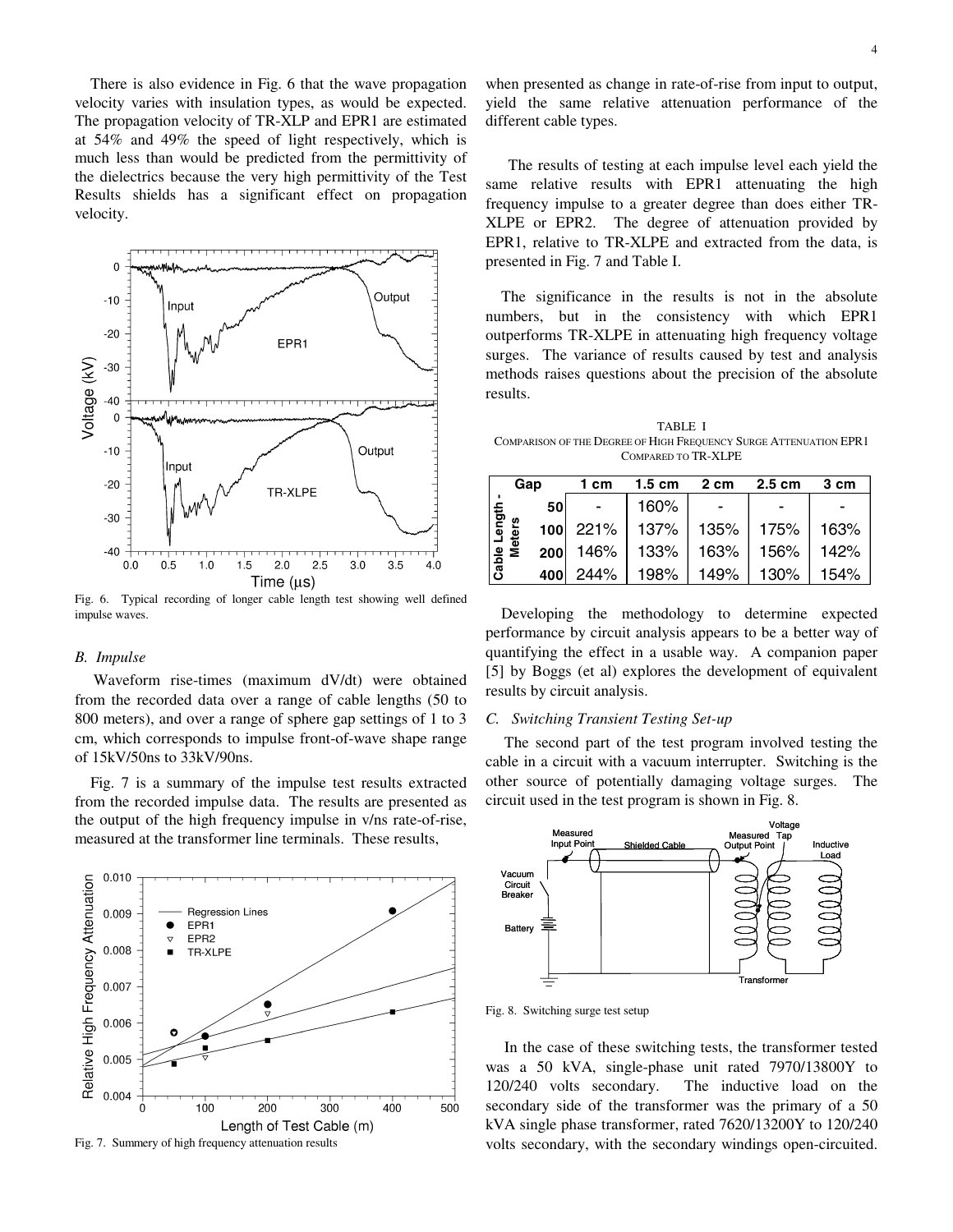There is also evidence in Fig. 6 that the wave propagation velocity varies with insulation types, as would be expected. The propagation velocity of TR-XLP and EPR1 are estimated at 54% and 49% the speed of light respectively, which is much less than would be predicted from the permittivity of the dielectrics because the very high permittivity of the Test Results shields has a significant effect on propagation velocity.

Fig. 6. Typical recording of longer cable length test showing well defined impulse waves.

### B. Impulse

Waveform rise-times (maximum dV/dt) were obtained from the recorded data over a range of cable lengths (50 to 800 meters), and over a range of sphere gap settings of 1 to 3 cm, which corresponds to impulse front-of-wave shape range of 15kV/50ns to 33kV/90ns.

Fig. 7 is a summary of the impulse test results extracted from the recorded impulse data. The results are presented as the output of the high frequency impulse in v/ns rate-of-rise, measured at the transformer line terminals. These results, when presented as change in rate-of-rise from input to output, yield the same relative attenuation performance of the different cable types.

Fig. 7. Summery of high frequency attenuation results

The results of testing at each impulse level each yield the same relative results with EPR1 attenuating the high frequency impulse to a greater degree than does either TR-XLPE or EPR2. The degree of attenuation provided by EPR1, relative to TR-XLPE and extracted from the data, is presented in Fig. 7 and Table I.

The significance in the results is not in the absolute numbers, but in the consistency with which EPR1 outperforms TR-XLPE in attenuating high frequency voltage surges. The variance of results caused by test and analysis methods raises questions about the precision of the absolute results.

TABLE I
COMPARISON OF THE DEGREE OF HIGH FREQUENCY SURGE ATTENUATION EPR1 COMPARED TO TR-XLPE

| Cable Length - Meters \ Gap | 1 cm | 1.5 cm | 2 cm | 2.5 cm | 3 cm |
|---|---|---|---|---|---|
| 50 | - | 160% | - | - | - |
| 100 | 221% | 137% | 135% | 175% | 163% |
| 200 | 146% | 133% | 163% | 156% | 142% |
| 400 | 244% | 198% | 149% | 130% | 154% |

Developing the methodology to determine expected performance by circuit analysis appears to be a better way of quantifying the effect in a usable way. A companion paper [5] by Boggs (et al) explores the development of equivalent results by circuit analysis.

### C. Switching Transient Testing Set-up

The second part of the test program involved testing the cable in a circuit with a vacuum interrupter. Switching is the other source of potentially damaging voltage surges. The circuit used in the test program is shown in Fig. 8.

Fig. 8. Switching surge test setup

In the case of these switching tests, the transformer tested was a 50 kVA, single-phase unit rated 7970/13800Y to 120/240 volts secondary. The inductive load on the secondary side of the transformer was the primary of a 50 kVA single phase transformer, rated 7620/13200Y to 120/240 volts secondary, with the secondary windings open-circuited.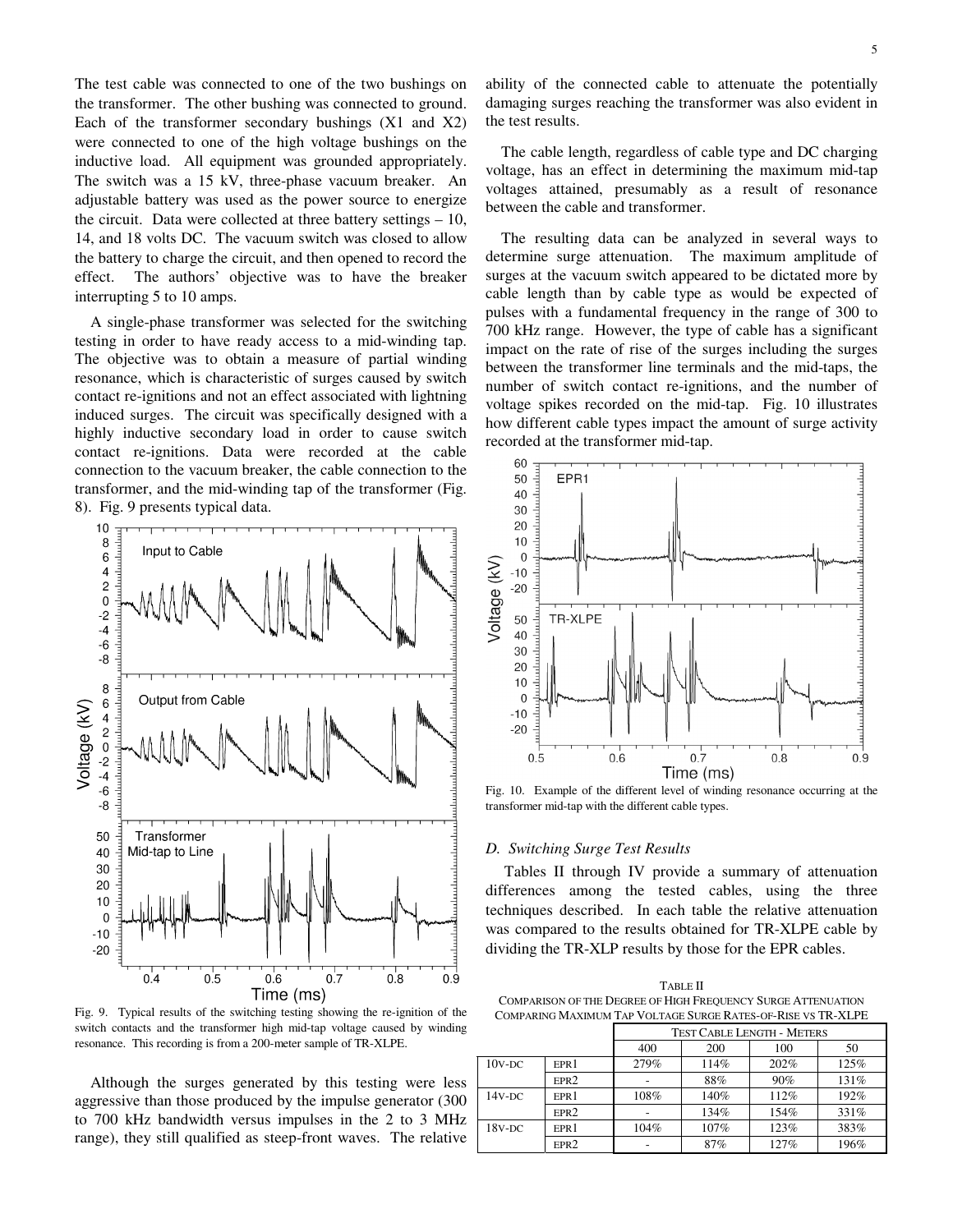The test cable was connected to one of the two bushings on the transformer. The other bushing was connected to ground. Each of the transformer secondary bushings (X1 and X2) were connected to one of the high voltage bushings on the inductive load. All equipment was grounded appropriately. The switch was a 15 kV, three-phase vacuum breaker. An adjustable battery was used as the power source to energize the circuit. Data were collected at three battery settings – 10, 14, and 18 volts DC. The vacuum switch was closed to allow the battery to charge the circuit, and then opened to record the effect. The authors' objective was to have the breaker interrupting 5 to 10 amps.

A single-phase transformer was selected for the switching testing in order to have ready access to a mid-winding tap. The objective was to obtain a measure of partial winding resonance, which is characteristic of surges caused by switch contact re-ignitions and not an effect associated with lightning induced surges. The circuit was specifically designed with a highly inductive secondary load in order to cause switch contact re-ignitions. Data were recorded at the cable connection to the vacuum breaker, the cable connection to the transformer, and the mid-winding tap of the transformer (Fig. 8). Fig. 9 presents typical data.

Fig. 9. Typical results of the switching testing showing the re-ignition of the switch contacts and the transformer high mid-tap voltage caused by winding resonance. This recording is from a 200-meter sample of TR-XLPE.

Although the surges generated by this testing were less aggressive than those produced by the impulse generator (300 to 700 kHz bandwidth versus impulses in the 2 to 3 MHz range), they still qualified as steep-front waves. The relative ability of the connected cable to attenuate the potentially damaging surges reaching the transformer was also evident in the test results.

The cable length, regardless of cable type and DC charging voltage, has an effect in determining the maximum mid-tap voltages attained, presumably as a result of resonance between the cable and transformer.

The resulting data can be analyzed in several ways to determine surge attenuation. The maximum amplitude of surges at the vacuum switch appeared to be dictated more by cable length than by cable type as would be expected of pulses with a fundamental frequency in the range of 300 to 700 kHz range. However, the type of cable has a significant impact on the rate of rise of the surges including the surges between the transformer line terminals and the mid-taps, the number of switch contact re-ignitions, and the number of voltage spikes recorded on the mid-tap. Fig. 10 illustrates how different cable types impact the amount of surge activity recorded at the transformer mid-tap.

Fig. 10. Example of the different level of winding resonance occurring at the transformer mid-tap with the different cable types.

### D. Switching Surge Test Results

Tables II through IV provide a summary of attenuation differences among the tested cables, using the three techniques described. In each table the relative attenuation was compared to the results obtained for TR-XLPE cable by dividing the TR-XLP results by those for the EPR cables.

TABLE II
COMPARISON OF THE DEGREE OF HIGH FREQUENCY SURGE ATTENUATION COMPARING MAXIMUM TAP VOLTAGE SURGE RATES-OF-RISE VS TR-XLPE

| | | TEST CABLE LENGTH - METERS | | | |
|---|---|---|---|---|---|
| | | 400 | 200 | 100 | 50 |
| 10V-DC | EPR1 | 279% | 114% | 202% | 125% |
| | EPR2 | - | 88% | 90% | 131% |
| 14V-DC | EPR1 | 108% | 140% | 112% | 192% |
| | EPR2 | - | 134% | 154% | 331% |
| 18V-DC | EPR1 | 104% | 107% | 123% | 383% |
| | EPR2 | - | 87% | 127% | 196% |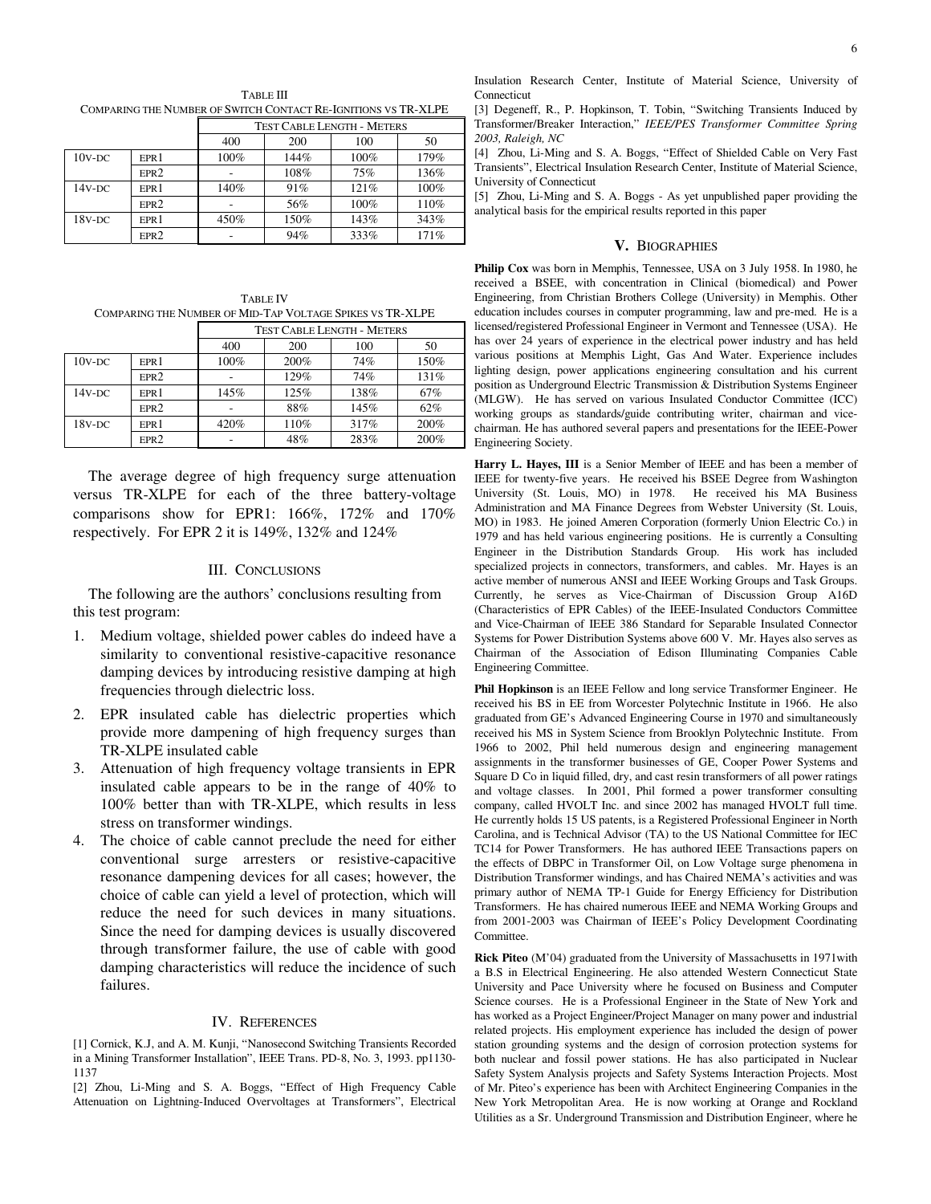TABLE III
COMPARING THE NUMBER OF SWITCH CONTACT RE-IGNITIONS VS TR-XLPE

| | | Test Cable Length - Meters | | | |
|---|---|---|---|---|---|
| | | 400 | 200 | 100 | 50 |
| 10V-DC | EPR1 | 100% | 144% | 100% | 179% |
| | EPR2 | - | 108% | 75% | 136% |
| 14V-DC | EPR1 | 140% | 91% | 121% | 100% |
| | EPR2 | - | 56% | 100% | 110% |
| 18V-DC | EPR1 | 450% | 150% | 143% | 343% |
| | EPR2 | - | 94% | 333% | 171% |

TABLE IV
COMPARING THE NUMBER OF MID-TAP VOLTAGE SPIKES VS TR-XLPE

| | | Test Cable Length - Meters | | | |
|---|---|---|---|---|---|
| | | 400 | 200 | 100 | 50 |
| 10V-DC | EPR1 | 100% | 200% | 74% | 150% |
| | EPR2 | - | 129% | 74% | 131% |
| 14V-DC | EPR1 | 145% | 125% | 138% | 67% |
| | EPR2 | - | 88% | 145% | 62% |
| 18V-DC | EPR1 | 420% | 110% | 317% | 200% |
| | EPR2 | - | 48% | 283% | 200% |

The average degree of high frequency surge attenuation versus TR-XLPE for each of the three battery-voltage comparisons show for EPR1: 166%, 172% and 170% respectively. For EPR 2 it is 149%, 132% and 124%

## III. Conclusions

The following are the authors' conclusions resulting from this test program:

1. Medium voltage, shielded power cables do indeed have a similarity to conventional resistive-capacitive resonance damping devices by introducing resistive damping at high frequencies through dielectric loss.
2. EPR insulated cable has dielectric properties which provide more dampening of high frequency surges than TR-XLPE insulated cable
3. Attenuation of high frequency voltage transients in EPR insulated cable appears to be in the range of 40% to 100% better than with TR-XLPE, which results in less stress on transformer windings.
4. The choice of cable cannot preclude the need for either conventional surge arresters or resistive-capacitive resonance dampening devices for all cases; however, the choice of cable can yield a level of protection, which will reduce the need for such devices in many situations. Since the need for damping devices is usually discovered through transformer failure, the use of cable with good damping characteristics will reduce the incidence of such failures.

## IV. References

[1] Cornick, K.J, and A. M. Kunji, "Nanosecond Switching Transients Recorded in a Mining Transformer Installation", IEEE Trans. PD-8, No. 3, 1993. pp1130-1137

[2] Zhou, Li-Ming and S. A. Boggs, "Effect of High Frequency Cable Attenuation on Lightning-Induced Overvoltages at Transformers", Electrical Insulation Research Center, Institute of Material Science, University of Connecticut

[3] Degeneff, R., P. Hopkinson, T. Tobin, "Switching Transients Induced by Transformer/Breaker Interaction," *IEEE/PES Transformer Committee Spring 2003, Raleigh, NC*

[4] Zhou, Li-Ming and S. A. Boggs, "Effect of Shielded Cable on Very Fast Transients", Electrical Insulation Research Center, Institute of Material Science, University of Connecticut

[5] Zhou, Li-Ming and S. A. Boggs - As yet unpublished paper providing the analytical basis for the empirical results reported in this paper

## V. Biographies

**Philip Cox** was born in Memphis, Tennessee, USA on 3 July 1958. In 1980, he received a BSEE, with concentration in Clinical (biomedical) and Power Engineering, from Christian Brothers College (University) in Memphis. Other education includes courses in computer programming, law and pre-med. He is a licensed/registered Professional Engineer in Vermont and Tennessee (USA). He has over 24 years of experience in the electrical power industry and has held various positions at Memphis Light, Gas And Water. Experience includes lighting design, power applications engineering consultation and his current position as Underground Electric Transmission & Distribution Systems Engineer (MLGW). He has served on various Insulated Conductor Committee (ICC) working groups as standards/guide contributing writer, chairman and vice-chairman. He has authored several papers and presentations for the IEEE-Power Engineering Society.

**Harry L. Hayes, III** is a Senior Member of IEEE and has been a member of IEEE for twenty-five years. He received his BSEE Degree from Washington University (St. Louis, MO) in 1978. He received his MA Business Administration and MA Finance Degrees from Webster University (St. Louis, MO) in 1983. He joined Ameren Corporation (formerly Union Electric Co.) in 1979 and has held various engineering positions. He is currently a Consulting Engineer in the Distribution Standards Group. His work has included specialized projects in connectors, transformers, and cables. Mr. Hayes is an active member of numerous ANSI and IEEE Working Groups and Task Groups. Currently, he serves as Vice-Chairman of Discussion Group A16D (Characteristics of EPR Cables) of the IEEE-Insulated Conductors Committee and Vice-Chairman of IEEE 386 Standard for Separable Insulated Connector Systems for Power Distribution Systems above 600 V. Mr. Hayes also serves as Chairman of the Association of Edison Illuminating Companies Cable Engineering Committee.

**Phil Hopkinson** is an IEEE Fellow and long service Transformer Engineer. He received his BS in EE from Worcester Polytechnic Institute in 1966. He also graduated from GE's Advanced Engineering Course in 1970 and simultaneously received his MS in System Science from Brooklyn Polytechnic Institute. From 1966 to 2002, Phil held numerous design and engineering management assignments in the transformer businesses of GE, Cooper Power Systems and Square D Co in liquid filled, dry, and cast resin transformers of all power ratings and voltage classes. In 2001, Phil formed a power transformer consulting company, called HVOLT Inc. and since 2002 has managed HVOLT full time. He currently holds 15 US patents, is a Registered Professional Engineer in North Carolina, and is Technical Advisor (TA) to the US National Committee for IEC TC14 for Power Transformers. He has authored IEEE Transactions papers on the effects of DBPC in Transformer Oil, on Low Voltage surge phenomena in Distribution Transformer windings, and has Chaired NEMA's activities and was primary author of NEMA TP-1 Guide for Energy Efficiency for Distribution Transformers. He has chaired numerous IEEE and NEMA Working Groups and from 2001-2003 was Chairman of IEEE's Policy Development Coordinating Committee.

**Rick Piteo** (M'04) graduated from the University of Massachusetts in 1971with a B.S in Electrical Engineering. He also attended Western Connecticut State University and Pace University where he focused on Business and Computer Science courses. He is a Professional Engineer in the State of New York and has worked as a Project Engineer/Project Manager on many power and industrial related projects. His employment experience has included the design of power station grounding systems and the design of corrosion protection systems for both nuclear and fossil power stations. He has also participated in Nuclear Safety System Analysis projects and Safety Systems Interaction Projects. Most of Mr. Piteo's experience has been with Architect Engineering Companies in the New York Metropolitan Area. He is now working at Orange and Rockland Utilities as a Sr. Underground Transmission and Distribution Engineer, where he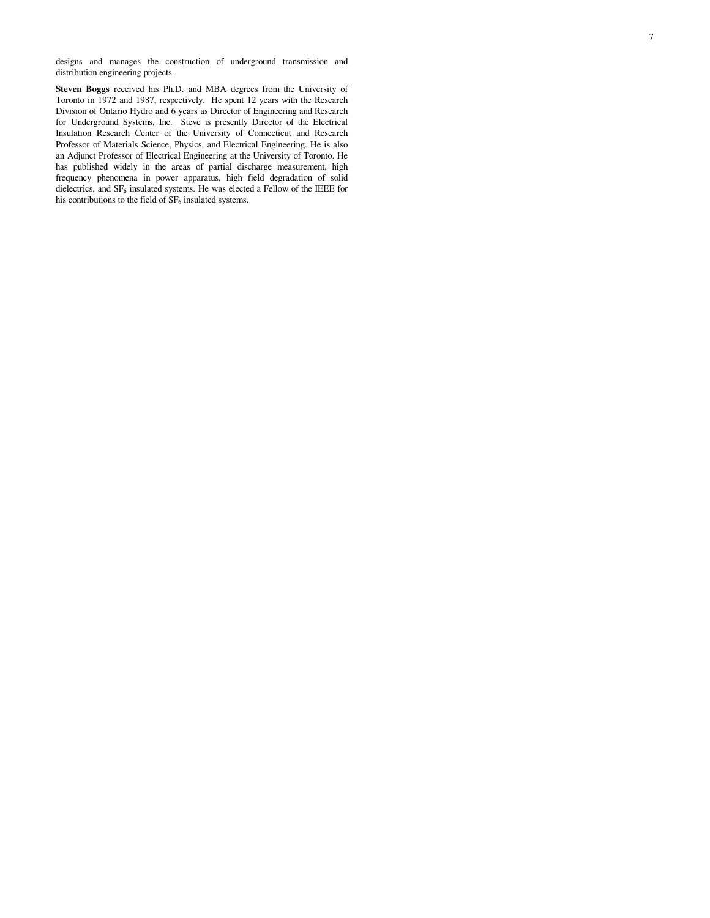designs and manages the construction of underground transmission and distribution engineering projects.

**Steven Boggs** received his Ph.D. and MBA degrees from the University of Toronto in 1972 and 1987, respectively. He spent 12 years with the Research Division of Ontario Hydro and 6 years as Director of Engineering and Research for Underground Systems, Inc. Steve is presently Director of the Electrical Insulation Research Center of the University of Connecticut and Research Professor of Materials Science, Physics, and Electrical Engineering. He is also an Adjunct Professor of Electrical Engineering at the University of Toronto. He has published widely in the areas of partial discharge measurement, high frequency phenomena in power apparatus, high field degradation of solid dielectrics, and $SF_6$ insulated systems. He was elected a Fellow of the IEEE for his contributions to the field of $SF_6$ insulated systems.